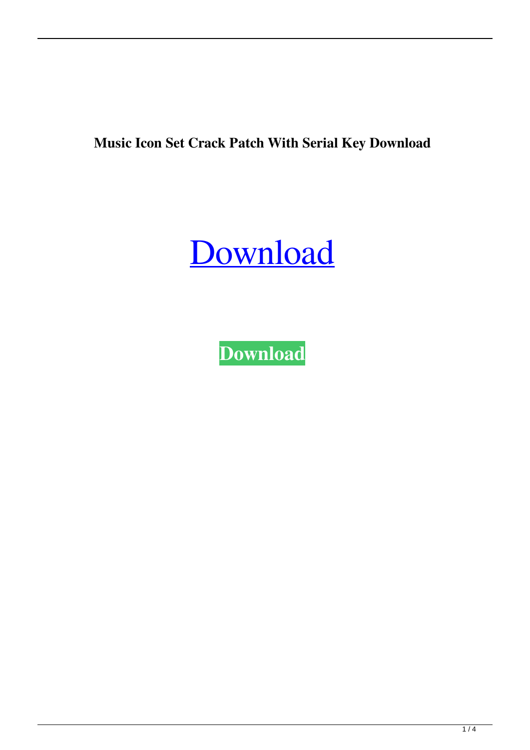**Music Icon Set Crack Patch With Serial Key Download**

[Download]

**Download**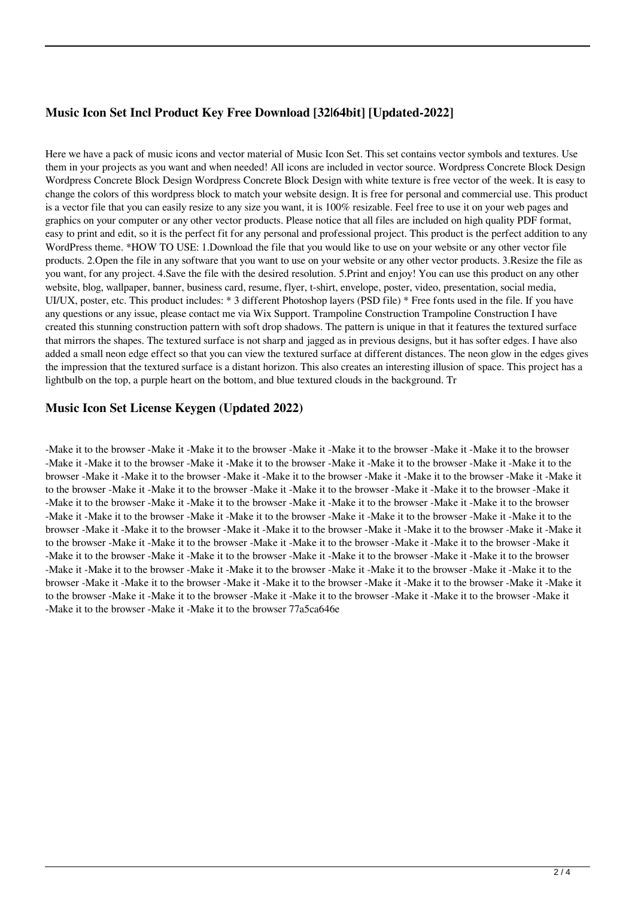## Music Icon Set Incl Product Key Free Download [32|64bit] [Updated-2022]

Here we have a pack of music icons and vector material of Music Icon Set. This set contains vector symbols and textures. Use them in your projects as you want and when needed! All icons are included in vector source. Wordpress Concrete Block Design Wordpress Concrete Block Design Wordpress Concrete Block Design with white texture is free vector of the week. It is easy to change the colors of this wordpress block to match your website design. It is free for personal and commercial use. This product is a vector file that you can easily resize to any size you want, it is 100% resizable. Feel free to use it on your web pages and graphics on your computer or any other vector products. Please notice that all files are included on high quality PDF format, easy to print and edit, so it is the perfect fit for any personal and professional project. This product is the perfect addition to any WordPress theme. *HOW TO USE: 1.Download the file that you would like to use on your website or any other vector file products. 2.Open the file in any software that you want to use on your website or any other vector products. 3.Resize the file as you want, for any project. 4.Save the file with the desired resolution. 5.Print and enjoy! You can use this product on any other website, blog, wallpaper, banner, business card, resume, flyer, t-shirt, envelope, poster, video, presentation, social media, UI/UX, poster, etc. This product includes: * 3 different Photoshop layers (PSD file) * Free fonts used in the file. If you have any questions or any issue, please contact me via Wix Support. Trampoline Construction Trampoline Construction I have created this stunning construction pattern with soft drop shadows. The pattern is unique in that it features the textured surface that mirrors the shapes. The textured surface is not sharp and jagged as in previous designs, but it has softer edges. I have also added a small neon edge effect so that you can view the textured surface at different distances. The neon glow in the edges gives the impression that the textured surface is a distant horizon. This also creates an interesting illusion of space. This project has a lightbulb on the top, a purple heart on the bottom, and blue textured clouds in the background. Tr

## Music Icon Set License Keygen (Updated 2022)

-Make it to the browser -Make it -Make it to the browser -Make it -Make it to the browser -Make it -Make it to the browser -Make it -Make it to the browser -Make it -Make it to the browser -Make it -Make it to the browser -Make it -Make it to the browser -Make it -Make it to the browser -Make it -Make it to the browser -Make it -Make it to the browser -Make it -Make it to the browser -Make it -Make it to the browser -Make it -Make it to the browser -Make it -Make it to the browser -Make it -Make it to the browser -Make it -Make it to the browser -Make it -Make it to the browser -Make it -Make it to the browser -Make it -Make it to the browser -Make it -Make it to the browser -Make it -Make it to the browser -Make it -Make it to the browser -Make it -Make it to the browser -Make it -Make it to the browser -Make it -Make it to the browser -Make it -Make it to the browser -Make it -Make it to the browser -Make it -Make it to the browser -Make it -Make it to the browser -Make it -Make it to the browser -Make it -Make it to the browser -Make it -Make it to the browser -Make it -Make it to the browser -Make it -Make it to the browser -Make it -Make it to the browser -Make it -Make it to the browser -Make it -Make it to the browser -Make it -Make it to the browser -Make it -Make it to the browser -Make it -Make it to the browser -Make it -Make it to the browser -Make it -Make it to the browser -Make it -Make it to the browser -Make it -Make it to the browser -Make it -Make it to the browser -Make it -Make it to the browser -Make it -Make it to the browser 77a5ca646e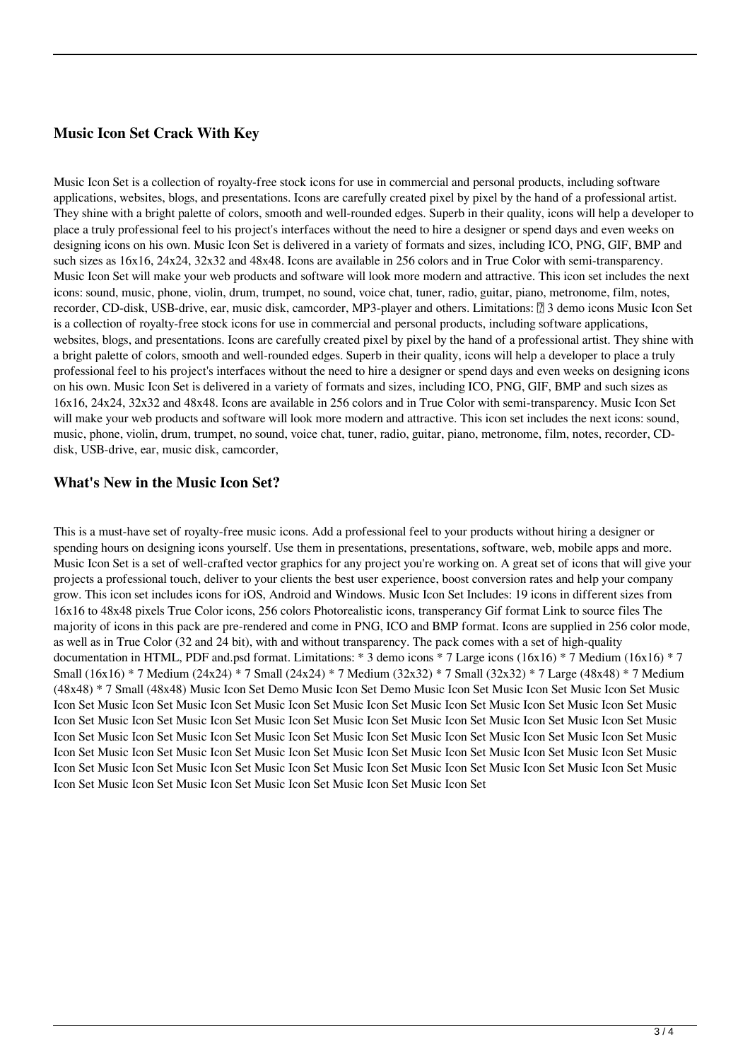### Music Icon Set Crack With Key

Music Icon Set is a collection of royalty-free stock icons for use in commercial and personal products, including software applications, websites, blogs, and presentations. Icons are carefully created pixel by pixel by the hand of a professional artist. They shine with a bright palette of colors, smooth and well-rounded edges. Superb in their quality, icons will help a developer to place a truly professional feel to his project's interfaces without the need to hire a designer or spend days and even weeks on designing icons on his own. Music Icon Set is delivered in a variety of formats and sizes, including ICO, PNG, GIF, BMP and such sizes as 16x16, 24x24, 32x32 and 48x48. Icons are available in 256 colors and in True Color with semi-transparency. Music Icon Set will make your web products and software will look more modern and attractive. This icon set includes the next icons: sound, music, phone, violin, drum, trumpet, no sound, voice chat, tuner, radio, guitar, piano, metronome, film, notes, recorder, CD-disk, USB-drive, ear, music disk, camcorder, MP3-player and others. Limitations: ▯ 3 demo icons Music Icon Set is a collection of royalty-free stock icons for use in commercial and personal products, including software applications, websites, blogs, and presentations. Icons are carefully created pixel by pixel by the hand of a professional artist. They shine with a bright palette of colors, smooth and well-rounded edges. Superb in their quality, icons will help a developer to place a truly professional feel to his project's interfaces without the need to hire a designer or spend days and even weeks on designing icons on his own. Music Icon Set is delivered in a variety of formats and sizes, including ICO, PNG, GIF, BMP and such sizes as 16x16, 24x24, 32x32 and 48x48. Icons are available in 256 colors and in True Color with semi-transparency. Music Icon Set will make your web products and software will look more modern and attractive. This icon set includes the next icons: sound, music, phone, violin, drum, trumpet, no sound, voice chat, tuner, radio, guitar, piano, metronome, film, notes, recorder, CD-disk, USB-drive, ear, music disk, camcorder,

### What's New in the Music Icon Set?

This is a must-have set of royalty-free music icons. Add a professional feel to your products without hiring a designer or spending hours on designing icons yourself. Use them in presentations, presentations, software, web, mobile apps and more. Music Icon Set is a set of well-crafted vector graphics for any project you're working on. A great set of icons that will give your projects a professional touch, deliver to your clients the best user experience, boost conversion rates and help your company grow. This icon set includes icons for iOS, Android and Windows. Music Icon Set Includes: 19 icons in different sizes from 16x16 to 48x48 pixels True Color icons, 256 colors Photorealistic icons, transperancy Gif format Link to source files The majority of icons in this pack are pre-rendered and come in PNG, ICO and BMP format. Icons are supplied in 256 color mode, as well as in True Color (32 and 24 bit), with and without transparency. The pack comes with a set of high-quality documentation in HTML, PDF and.psd format. Limitations: * 3 demo icons * 7 Large icons (16x16) * 7 Medium (16x16) * 7 Small (16x16) * 7 Medium (24x24) * 7 Small (24x24) * 7 Medium (32x32) * 7 Small (32x32) * 7 Large (48x48) * 7 Medium (48x48) * 7 Small (48x48) Music Icon Set Demo Music Icon Set Demo Music Icon Set Music Icon Set Music Icon Set Music Icon Set Music Icon Set Music Icon Set Music Icon Set Music Icon Set Music Icon Set Music Icon Set Music Icon Set Music Icon Set Music Icon Set Music Icon Set Music Icon Set Music Icon Set Music Icon Set Music Icon Set Music Icon Set Music Icon Set Music Icon Set Music Icon Set Music Icon Set Music Icon Set Music Icon Set Music Icon Set Music Icon Set Music Icon Set Music Icon Set Music Icon Set Music Icon Set Music Icon Set Music Icon Set Music Icon Set Music Icon Set Music Icon Set Music Icon Set Music Icon Set Music Icon Set Music Icon Set Music Icon Set Music Icon Set Music Icon Set Music Icon Set Music Icon Set Music Icon Set Music Icon Set Music Icon Set Music Icon Set Music Icon Set Music Icon Set Music Icon Set Music Icon Set Music Icon Set Music Icon Set Music Icon Set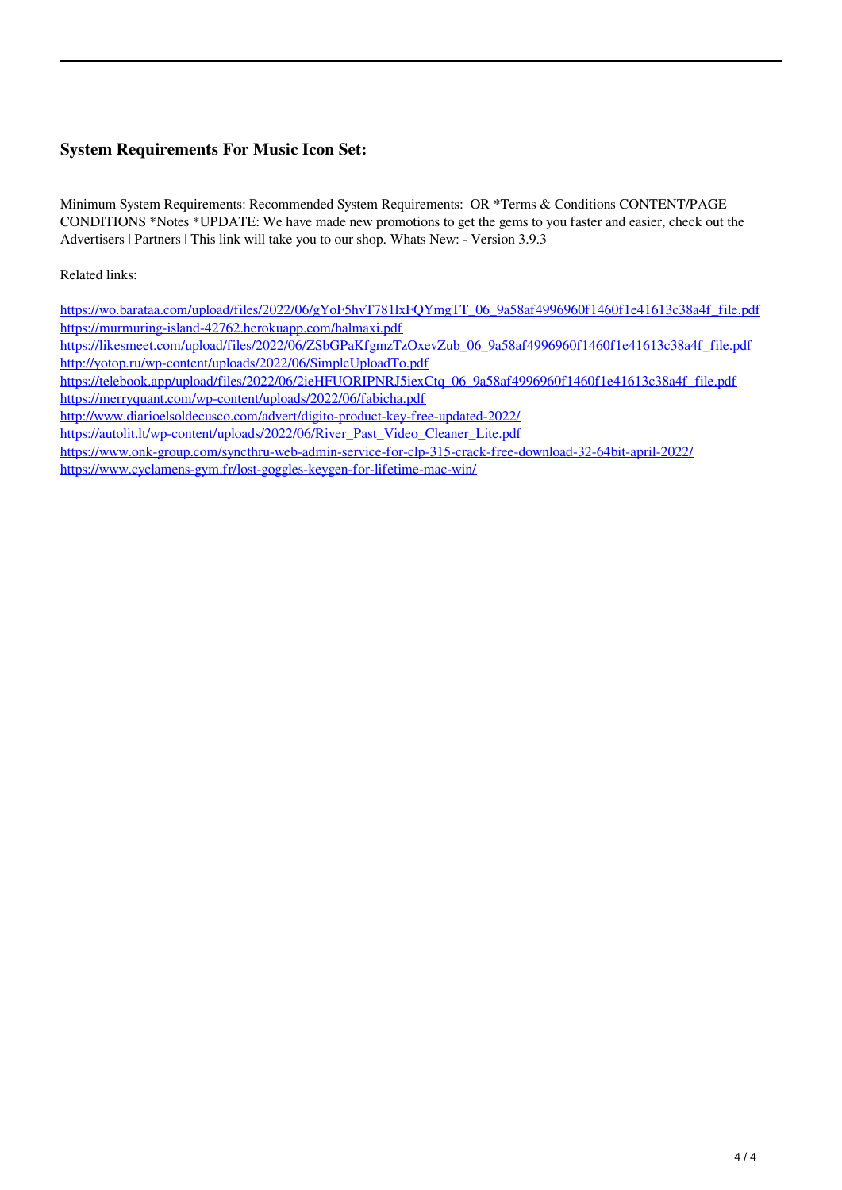### System Requirements For Music Icon Set:

Minimum System Requirements: Recommended System Requirements:  OR *Terms & Conditions CONTENT/PAGE CONDITIONS *Notes *UPDATE: We have made new promotions to get the gems to you faster and easier, check out the Advertisers | Partners | This link will take you to our shop. Whats New: - Version 3.9.3

Related links:

https://wo.barataa.com/upload/files/2022/06/gYoF5hvT781lxFQYmgTT_06_9a58af4996960f1460f1e41613c38a4f_file.pdf
https://murmuring-island-42762.herokuapp.com/halmaxi.pdf
https://likesmeet.com/upload/files/2022/06/ZSbGPaKfgmzTzOxevZub_06_9a58af4996960f1460f1e41613c38a4f_file.pdf
http://yotop.ru/wp-content/uploads/2022/06/SimpleUploadTo.pdf
https://telebook.app/upload/files/2022/06/2ieHFUORIPNRJ5iexCtq_06_9a58af4996960f1460f1e41613c38a4f_file.pdf
https://merryquant.com/wp-content/uploads/2022/06/fabicha.pdf
http://www.diarioelsoldecusco.com/advert/digito-product-key-free-updated-2022/
https://autolit.lt/wp-content/uploads/2022/06/River_Past_Video_Cleaner_Lite.pdf
https://www.onk-group.com/syncthru-web-admin-service-for-clp-315-crack-free-download-32-64bit-april-2022/
https://www.cyclamens-gym.fr/lost-goggles-keygen-for-lifetime-mac-win/